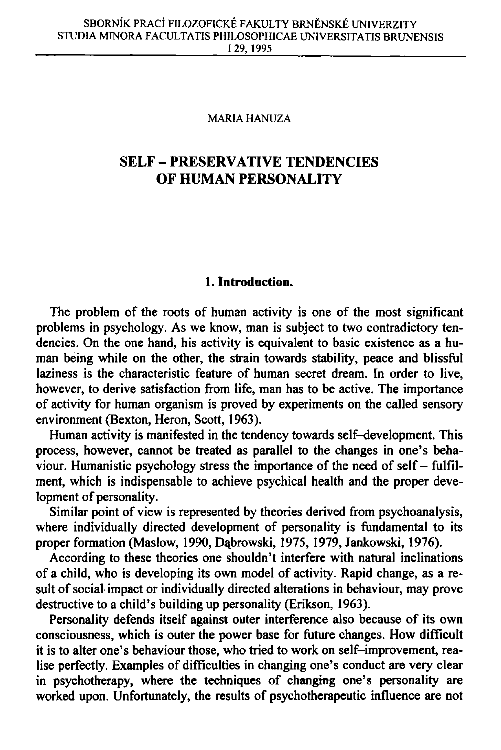MARIA HANUZA

# SELF – PRESERVATIVE TENDENCIES OF HUMAN PERSONALITY

## 1. Introduction.

The problem of the roots of human activity is one of the most significant problems in psychology. As we know, man is subject to two contradictory tendencies. On the one hand, his activity is equivalent to basic existence as a human being while on the other, the strain towards stability, peace and blissful laziness is the characteristic feature of human secret dream. In order to live, however, to derive satisfaction from life, man has to be active. The importance of activity for human organism is proved by experiments on the called sensory environment (Bexton, Heron, Scott, 1963).

Human activity is manifested in the tendency towards self–development. This process, however, cannot be treated as parallel to the changes in one's behaviour. Humanistic psychology stress the importance of the need of self – fulfilment, which is indispensable to achieve psychical health and the proper development of personality.

Similar point of view is represented by theories derived from psychoanalysis, where individually directed development of personality is fundamental to its proper formation (Maslow, 1990, Dąbrowski, 1975, 1979, Jankowski, 1976).

According to these theories one shouldn't interfere with natural inclinations of a child, who is developing its own model of activity. Rapid change, as a result of social impact or individually directed alterations in behaviour, may prove destructive to a child's building up personality (Erikson, 1963).

Personality defends itself against outer interference also because of its own consciousness, which is outer the power base for future changes. How difficult it is to alter one's behaviour those, who tried to work on self–improvement, realise perfectly. Examples of difficulties in changing one's conduct are very clear in psychotherapy, where the techniques of changing one's personality are worked upon. Unfortunately, the results of psychotherapeutic influence are not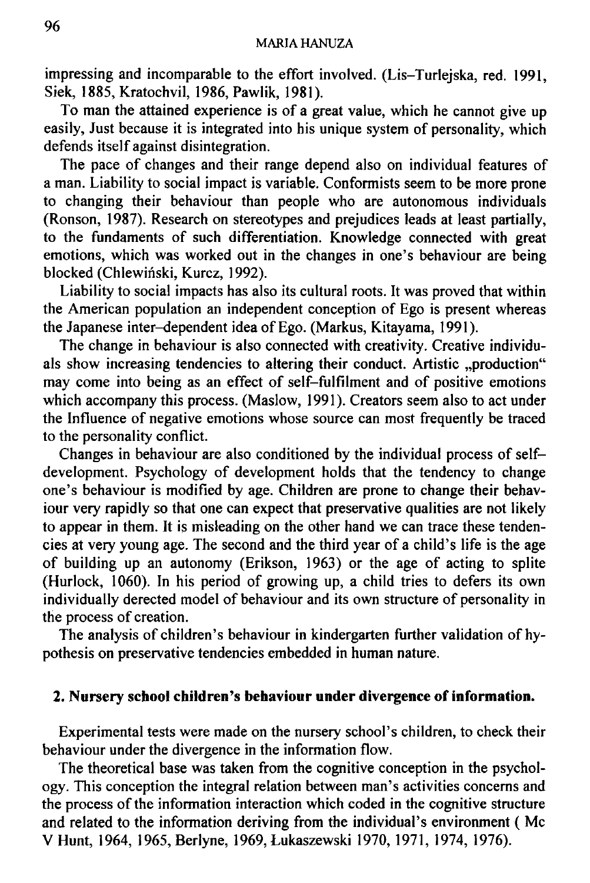impressing and incomparable to the effort involved. (Lis–Turlejska, red. 1991, Siek, 1885, Kratochvil, 1986, Pawlik, 1981).

To man the attained experience is of a great value, which he cannot give up easily, Just because it is integrated into his unique system of personality, which defends itself against disintegration.

The pace of changes and their range depend also on individual features of a man. Liability to social impact is variable. Conformists seem to be more prone to changing their behaviour than people who are autonomous individuals (Ronson, 1987). Research on stereotypes and prejudices leads at least partially, to the fundaments of such differentiation. Knowledge connected with great emotions, which was worked out in the changes in one's behaviour are being blocked (Chlewiński, Kurcz, 1992).

Liability to social impacts has also its cultural roots. It was proved that within the American population an independent conception of Ego is present whereas the Japanese inter–dependent idea of Ego. (Markus, Kitayama, 1991).

The change in behaviour is also connected with creativity. Creative individuals show increasing tendencies to altering their conduct. Artistic „production" may come into being as an effect of self–fulfilment and of positive emotions which accompany this process. (Maslow, 1991). Creators seem also to act under the Influence of negative emotions whose source can most frequently be traced to the personality conflict.

Changes in behaviour are also conditioned by the individual process of self–development. Psychology of development holds that the tendency to change one's behaviour is modified by age. Children are prone to change their behaviour very rapidly so that one can expect that preservative qualities are not likely to appear in them. It is misleading on the other hand we can trace these tendencies at very young age. The second and the third year of a child's life is the age of building up an autonomy (Erikson, 1963) or the age of acting to splite (Hurlock, 1060). In his period of growing up, a child tries to defers its own individually derected model of behaviour and its own structure of personality in the process of creation.

The analysis of children's behaviour in kindergarten further validation of hypothesis on preservative tendencies embedded in human nature.

## 2. Nursery school children's behaviour under divergence of information.

Experimental tests were made on the nursery school's children, to check their behaviour under the divergence in the information flow.

The theoretical base was taken from the cognitive conception in the psychology. This conception the integral relation between man's activities concerns and the process of the information interaction which coded in the cognitive structure and related to the information deriving from the individual's environment ( Mc V Hunt, 1964, 1965, Berlyne, 1969, Łukaszewski 1970, 1971, 1974, 1976).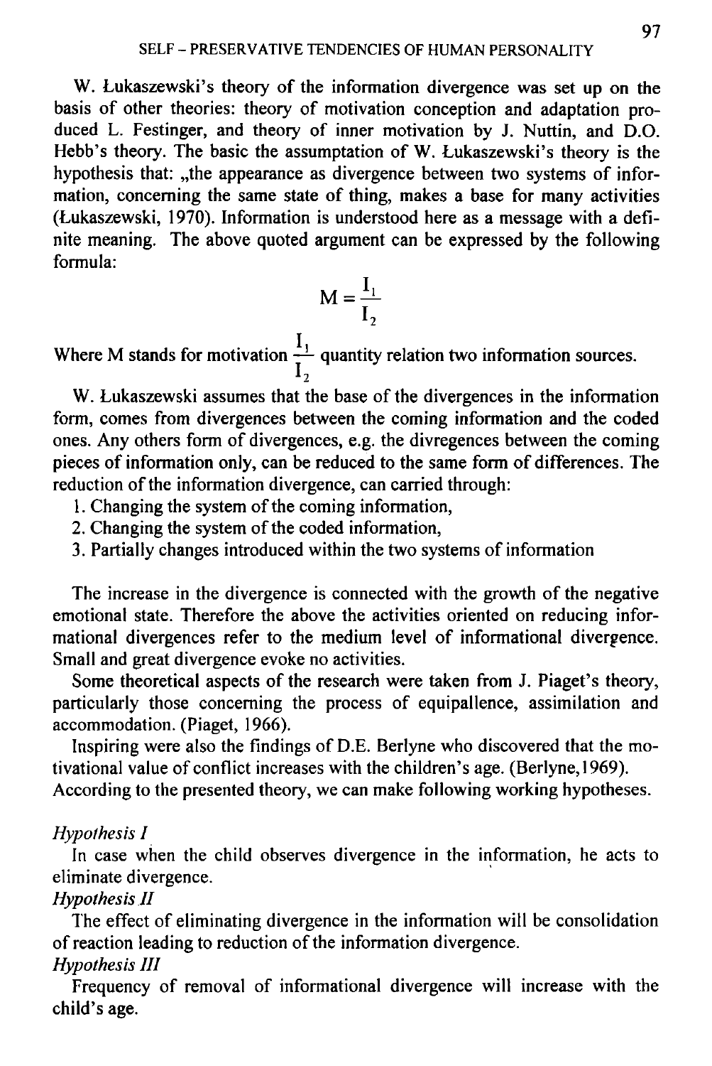W. Łukaszewski's theory of the information divergence was set up on the basis of other theories: theory of motivation conception and adaptation produced L. Festinger, and theory of inner motivation by J. Nuttin, and D.O. Hebb's theory. The basic the assumptation of W. Łukaszewski's theory is the hypothesis that: „the appearance as divergence between two systems of information, concerning the same state of thing, makes a base for many activities (Łukaszewski, 1970). Information is understood here as a message with a definite meaning. The above quoted argument can be expressed by the following formula:

$$M = \frac{I_1}{I_2}$$

Where M stands for motivation $\frac{I_1}{I_2}$ quantity relation two information sources.

W. Łukaszewski assumes that the base of the divergences in the information form, comes from divergences between the coming information and the coded ones. Any others form of divergences, e.g. the divregences between the coming pieces of information only, can be reduced to the same form of differences. The reduction of the information divergence, can carried through:

1. Changing the system of the coming information,
2. Changing the system of the coded information,
3. Partially changes introduced within the two systems of information

The increase in the divergence is connected with the growth of the negative emotional state. Therefore the above the activities oriented on reducing informational divergences refer to the medium level of informational divergence. Small and great divergence evoke no activities.

Some theoretical aspects of the research were taken from J. Piaget's theory, particularly those concerning the process of equipallence, assimilation and accommodation. (Piaget, 1966).

Inspiring were also the findings of D.E. Berlyne who discovered that the motivational value of conflict increases with the children's age. (Berlyne,1969).

According to the presented theory, we can make following working hypotheses.

*Hypothesis I*

In case when the child observes divergence in the information, he acts to eliminate divergence.

*Hypothesis II*

The effect of eliminating divergence in the information will be consolidation of reaction leading to reduction of the information divergence.

*Hypothesis III*

Frequency of removal of informational divergence will increase with the child's age.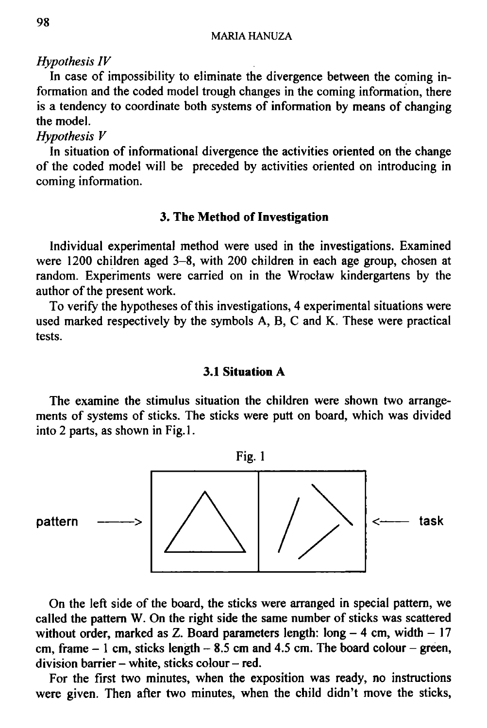*Hypothesis IV*

In case of impossibility to eliminate the divergence between the coming information and the coded model trough changes in the coming information, there is a tendency to coordinate both systems of information by means of changing the model.

*Hypothesis V*

In situation of informational divergence the activities oriented on the change of the coded model will be preceded by activities oriented on introducing in coming information.

## 3. The Method of Investigation

Individual experimental method were used in the investigations. Examined were 1200 children aged 3–8, with 200 children in each age group, chosen at random. Experiments were carried on in the Wrocław kindergartens by the author of the present work.

To verify the hypotheses of this investigations, 4 experimental situations were used marked respectively by the symbols A, B, C and K. These were practical tests.

### 3.1 Situation A

The examine the stimulus situation the children were shown two arrangements of systems of sticks. The sticks were putt on board, which was divided into 2 parts, as shown in Fig.1.

Fig. 1

pattern ——> [board] <—— task

On the left side of the board, the sticks were arranged in special pattern, we called the pattern W. On the right side the same number of sticks was scattered without order, marked as Z. Board parameters length: long – 4 cm, width – 17 cm, frame – 1 cm, sticks length – 8.5 cm and 4.5 cm. The board colour – green, division barrier – white, sticks colour – red.

For the first two minutes, when the exposition was ready, no instructions were given. Then after two minutes, when the child didn't move the sticks,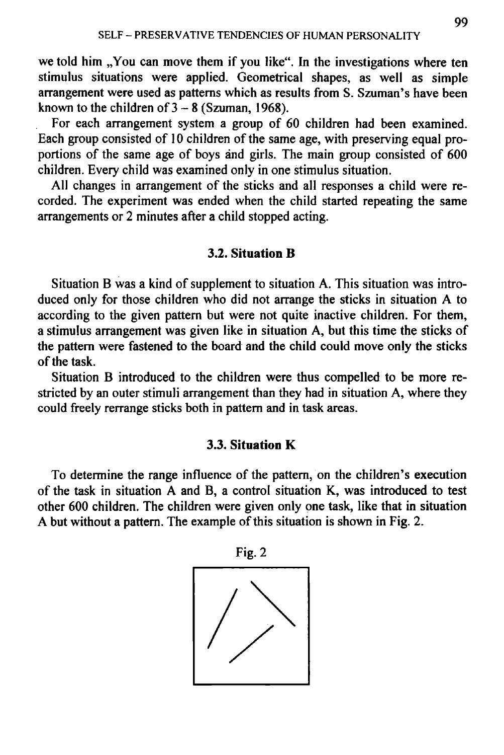we told him „You can move them if you like". In the investigations where ten stimulus situations were applied. Geometrical shapes, as well as simple arrangement were used as patterns which as results from S. Szuman's have been known to the children of 3 – 8 (Szuman, 1968).

For each arrangement system a group of 60 children had been examined. Each group consisted of 10 children of the same age, with preserving equal proportions of the same age of boys and girls. The main group consisted of 600 children. Every child was examined only in one stimulus situation.

All changes in arrangement of the sticks and all responses a child were recorded. The experiment was ended when the child started repeating the same arrangements or 2 minutes after a child stopped acting.

### 3.2. Situation B

Situation B was a kind of supplement to situation A. This situation was introduced only for those children who did not arrange the sticks in situation A to according to the given pattern but were not quite inactive children. For them, a stimulus arrangement was given like in situation A, but this time the sticks of the pattern were fastened to the board and the child could move only the sticks of the task.

Situation B introduced to the children were thus compelled to be more restricted by an outer stimuli arrangement than they had in situation A, where they could freely rerrange sticks both in pattern and in task areas.

### 3.3. Situation K

To determine the range influence of the pattern, on the children's execution of the task in situation A and B, a control situation K, was introduced to test other 600 children. The children were given only one task, like that in situation A but without a pattern. The example of this situation is shown in Fig. 2.

Fig. 2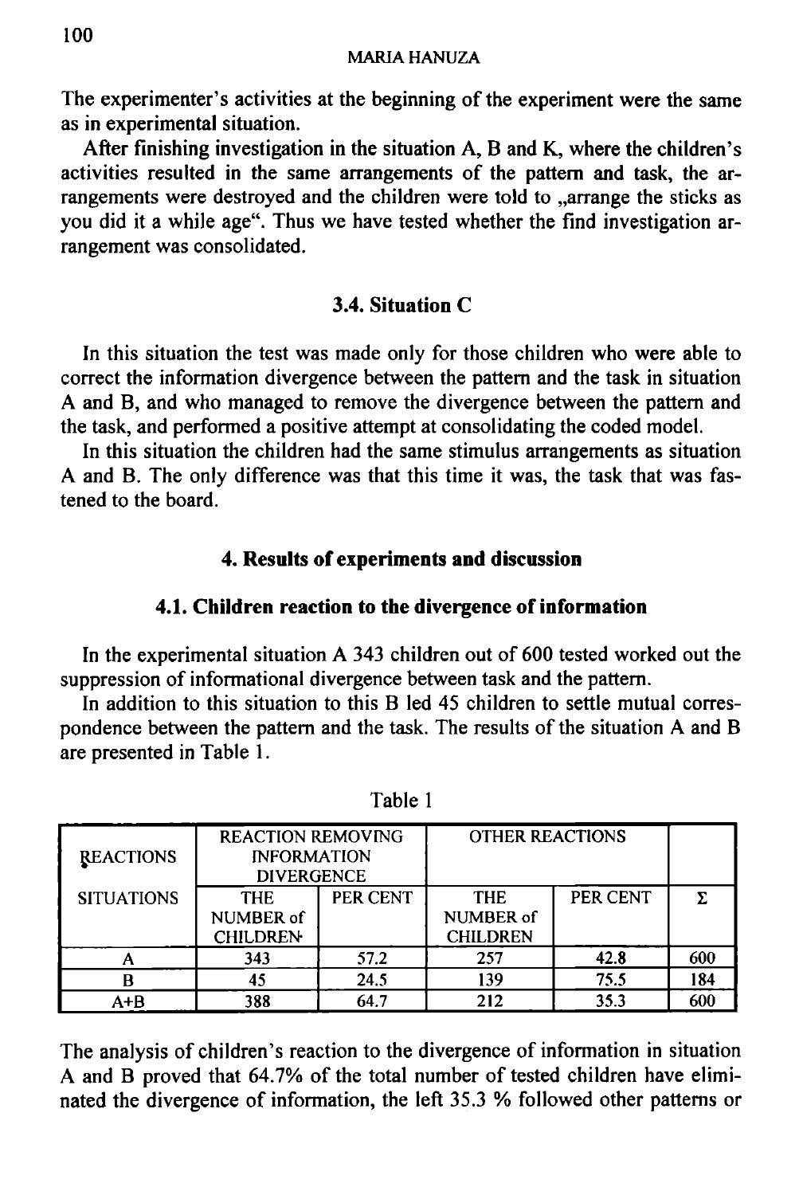The experimenter's activities at the beginning of the experiment were the same as in experimental situation.

After finishing investigation in the situation A, B and K, where the children's activities resulted in the same arrangements of the pattern and task, the arrangements were destroyed and the children were told to „arrange the sticks as you did it a while age". Thus we have tested whether the find investigation arrangement was consolidated.

### 3.4. Situation C

In this situation the test was made only for those children who were able to correct the information divergence between the pattern and the task in situation A and B, and who managed to remove the divergence between the pattern and the task, and performed a positive attempt at consolidating the coded model.

In this situation the children had the same stimulus arrangements as situation A and B. The only difference was that this time it was, the task that was fastened to the board.

## 4. Results of experiments and discussion

### 4.1. Children reaction to the divergence of information

In the experimental situation A 343 children out of 600 tested worked out the suppression of informational divergence between task and the pattern.

In addition to this situation to this B led 45 children to settle mutual correspondence between the pattern and the task. The results of the situation A and B are presented in Table 1.

Table 1

| REACTIONS / SITUATIONS | REACTION REMOVING INFORMATION DIVERGENCE | | OTHER REACTIONS | | |
|---|---|---|---|---|---|
| | THE NUMBER of CHILDREN | PER CENT | THE NUMBER of CHILDREN | PER CENT | Σ |
| A | 343 | 57.2 | 257 | 42.8 | 600 |
| B | 45 | 24.5 | 139 | 75.5 | 184 |
| A+B | 388 | 64.7 | 212 | 35.3 | 600 |

The analysis of children's reaction to the divergence of information in situation A and B proved that 64.7% of the total number of tested children have eliminated the divergence of information, the left 35.3 % followed other patterns or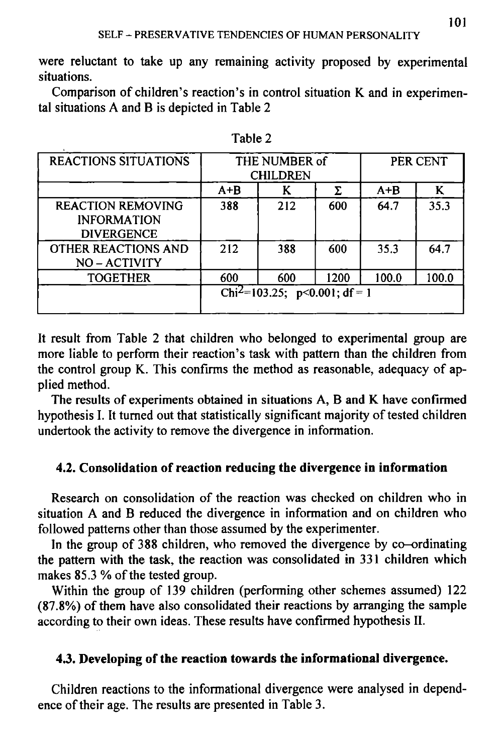were reluctant to take up any remaining activity proposed by experimental situations.

Comparison of children's reaction's in control situation K and in experimental situations A and B is depicted in Table 2

Table 2

| REACTIONS SITUATIONS | THE NUMBER of CHILDREN | | | PER CENT | |
|---|---|---|---|---|---|
| | A+B | K | Σ | A+B | K |
| REACTION REMOVING INFORMATION DIVERGENCE | 388 | 212 | 600 | 64.7 | 35.3 |
| OTHER REACTIONS AND NO – ACTIVITY | 212 | 388 | 600 | 35.3 | 64.7 |
| TOGETHER | 600 | 600 | 1200 | 100.0 | 100.0 |
| | $Chi^2=103.25$; $p<0.001$; $df=1$ | | | | |

It result from Table 2 that children who belonged to experimental group are more liable to perform their reaction's task with pattern than the children from the control group K. This confirms the method as reasonable, adequacy of applied method.

**The results of experiments obtained in situations A, B and K have confirmed hypothesis I. It turned out that statistically significant majority of tested children undertook the activity to remove the divergence in information.**

### 4.2. Consolidation of reaction reducing the divergence in information

Research on consolidation of the reaction was checked on children who in situation A and B reduced the divergence in information and on children who followed patterns other than those assumed by the experimenter.

In the group of 388 children, who removed the divergence by co–ordinating the pattern with the task, the reaction was consolidated in 331 children which makes 85.3 % of the tested group.

Within the group of 139 children (performing other schemes assumed) 122 (87.8%) of them have also consolidated their reactions by arranging the sample according to their own ideas. These results have confirmed hypothesis II.

### 4.3. Developing of the reaction towards the informational divergence.

Children reactions to the informational divergence were analysed in dependence of their age. The results are presented in Table 3.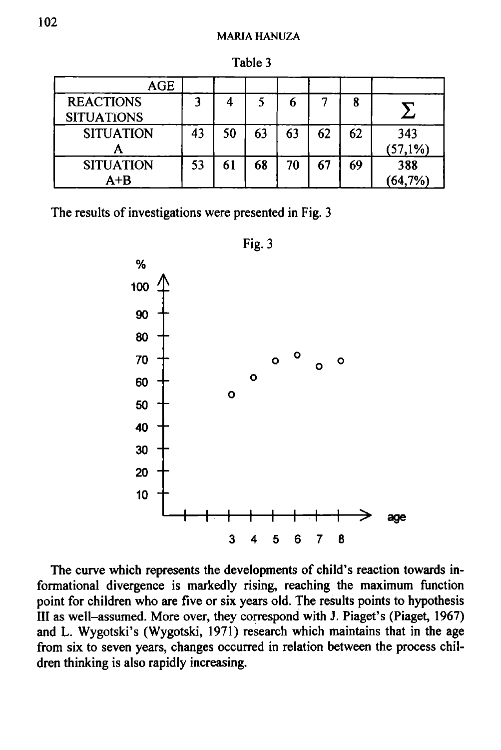Table 3

| AGE REACTIONS SITUATIONS | 3 | 4 | 5 | 6 | 7 | 8 | Σ |
|---|---|---|---|---|---|---|---|
| SITUATION A | 43 | 50 | 63 | 63 | 62 | 62 | 343 (57,1%) |
| SITUATION A+B | 53 | 61 | 68 | 70 | 67 | 69 | 388 (64,7%) |

The results of investigations were presented in Fig. 3

Fig. 3

The curve which represents the developments of child's reaction towards informational divergence is markedly rising, reaching the maximum function point for children who are five or six years old. The results points to hypothesis III as well–assumed. More over, they correspond with J. Piaget's (Piaget, 1967) and L. Wygotski's (Wygotski, 1971) research which maintains that in the age from six to seven years, changes occurred in relation between the process children thinking is also rapidly increasing.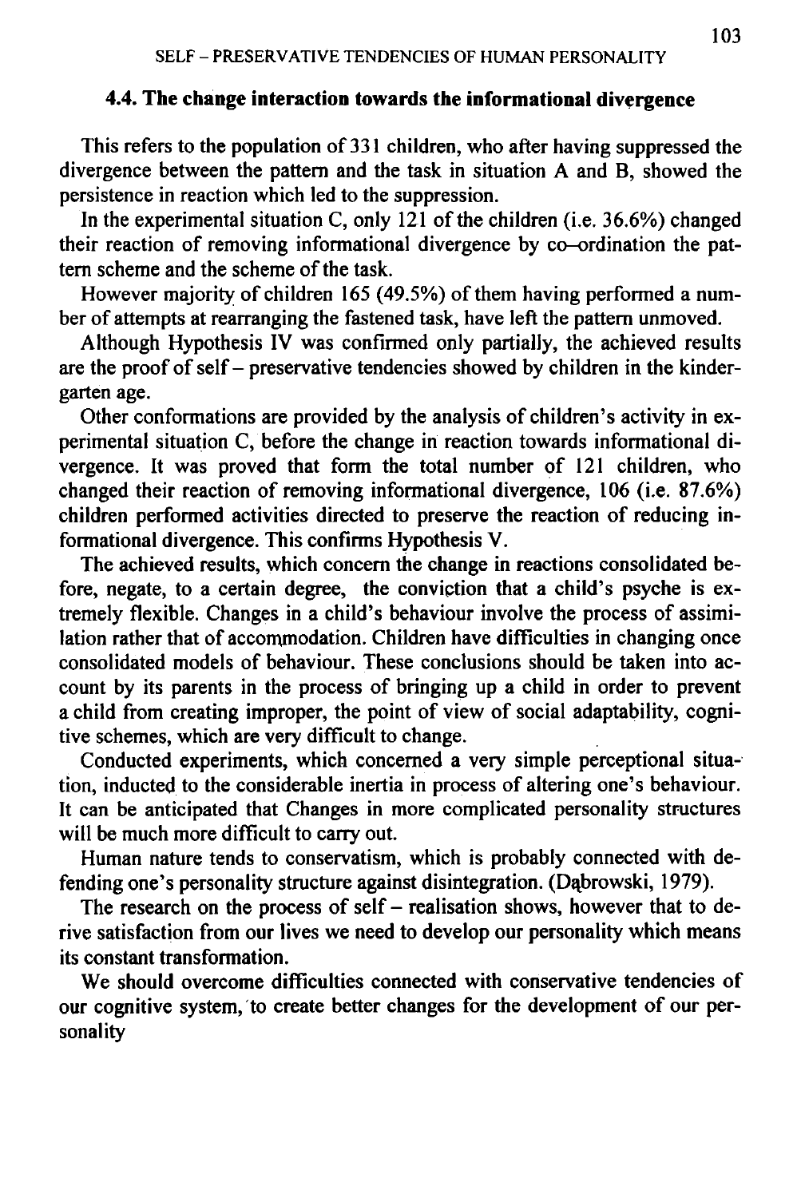### 4.4. The change interaction towards the informational divergence

This refers to the population of 331 children, who after having suppressed the divergence between the pattern and the task in situation A and B, showed the persistence in reaction which led to the suppression.

In the experimental situation C, only 121 of the children (i.e. 36.6%) changed their reaction of removing informational divergence by co–ordination the pattern scheme and the scheme of the task.

However majority of children 165 (49.5%) of them having performed a number of attempts at rearranging the fastened task, have left the pattern unmoved.

Although Hypothesis IV was confirmed only partially, the achieved results are the proof of self – preservative tendencies showed by children in the kindergarten age.

Other conformations are provided by the analysis of children's activity in experimental situation C, before the change in reaction towards informational divergence. It was proved that form the total number of 121 children, who changed their reaction of removing informational divergence, 106 (i.e. 87.6%) children performed activities directed to preserve the reaction of reducing informational divergence. This confirms Hypothesis V.

The achieved results, which concern the change in reactions consolidated before, negate, to a certain degree, the conviction that a child's psyche is extremely flexible. Changes in a child's behaviour involve the process of assimilation rather that of accommodation. Children have difficulties in changing once consolidated models of behaviour. These conclusions should be taken into account by its parents in the process of bringing up a child in order to prevent a child from creating improper, the point of view of social adaptability, cognitive schemes, which are very difficult to change.

Conducted experiments, which concerned a very simple perceptional situation, inducted to the considerable inertia in process of altering one's behaviour. It can be anticipated that Changes in more complicated personality structures will be much more difficult to carry out.

Human nature tends to conservatism, which is probably connected with defending one's personality structure against disintegration. (Dąbrowski, 1979).

The research on the process of self – realisation shows, however that to derive satisfaction from our lives we need to develop our personality which means its constant transformation.

We should overcome difficulties connected with conservative tendencies of our cognitive system, to create better changes for the development of our personality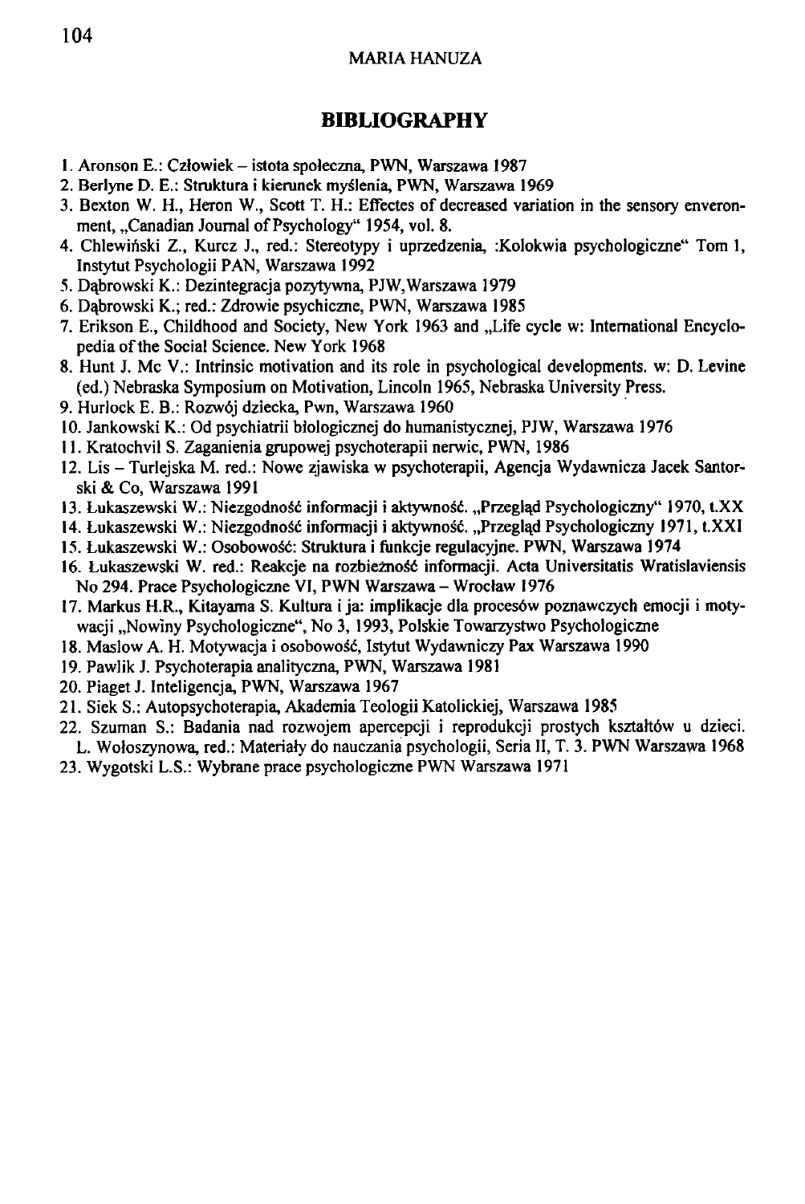## BIBLIOGRAPHY

1. Aronson E.: Człowiek – istota społeczna, PWN, Warszawa 1987
2. Berlyne D. E.: Struktura i kierunek myślenia, PWN, Warszawa 1969
3. Bexton W. H., Heron W., Scott T. H.: Effectes of decreased variation in the sensory enveronment, „Canadian Journal of Psychology" 1954, vol. 8.
4. Chlewiński Z., Kurcz J., red.: Stereotypy i uprzedzenia, :Kolokwia psychologiczne" Tom 1, Instytut Psychologii PAN, Warszawa 1992
5. Dąbrowski K.: Dezintegracja pozytywna, PJW,Warszawa 1979
6. Dąbrowski K.; red.: Zdrowie psychiczne, PWN, Warszawa 1985
7. Erikson E., Childhood and Society, New York 1963 and „Life cycle w: International Encyclopedia of the Social Science. New York 1968
8. Hunt J. Mc V.: Intrinsic motivation and its role in psychological developments. w: D. Levine (ed.) Nebraska Symposium on Motivation, Lincoln 1965, Nebraska University Press.
9. Hurlock E. B.: Rozwój dziecka, Pwn, Warszawa 1960
10. Jankowski K.: Od psychiatrii biologicznej do humanistycznej, PJW, Warszawa 1976
11. Kratochvil S. Zaganienia grupowej psychoterapii nerwic, PWN, 1986
12. Lis – Turlejska M. red.: Nowe zjawiska w psychoterapii, Agencja Wydawnicza Jacek Santorski & Co, Warszawa 1991
13. Łukaszewski W.: Niezgodność informacji i aktywność. „Przegląd Psychologiczny" 1970, t.XX
14. Łukaszewski W.: Niezgodność informacji i aktywność. „Przegląd Psychologiczny 1971, t.XXI
15. Łukaszewski W.: Osobowość: Struktura i funkcje regulacyjne. PWN, Warszawa 1974
16. Łukaszewski W. red.: Reakcje na rozbieżność informacji. Acta Universitatis Wratislaviensis No 294. Prace Psychologiczne VI, PWN Warszawa – Wrocław 1976
17. Markus H.R., Kitayama S. Kultura i ja: implikacje dla procesów poznawczych emocji i motywacji „Nowiny Psychologiczne", No 3, 1993, Polskie Towarzystwo Psychologiczne
18. Maslow A. H. Motywacja i osobowość, Istytut Wydawniczy Pax Warszawa 1990
19. Pawlik J. Psychoterapia analityczna, PWN, Warszawa 1981
20. Piaget J. Inteligencja, PWN, Warszawa 1967
21. Siek S.: Autopsychoterapia, Akademia Teologii Katolickiej, Warszawa 1985
22. Szuman S.: Badania nad rozwojem apercepcji i reprodukcji prostych kształtów u dzieci. L. Wołoszynowa, red.: Materiały do nauczania psychologii, Seria II, T. 3. PWN Warszawa 1968
23. Wygotski L.S.: Wybrane prace psychologiczne PWN Warszawa 1971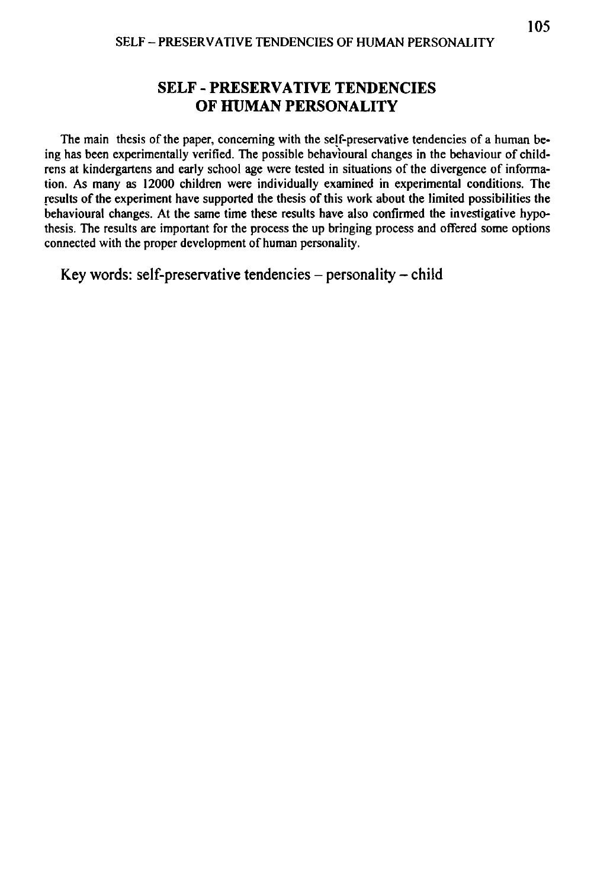# SELF - PRESERVATIVE TENDENCIES OF HUMAN PERSONALITY

The main thesis of the paper, concerning with the self-preservative tendencies of a human being has been experimentally verified. The possible behavioural changes in the behaviour of childrens at kindergartens and early school age were tested in situations of the divergence of information. As many as 12000 children were individually examined in experimental conditions. The results of the experiment have supported the thesis of this work about the limited possibilities the behavioural changes. At the same time these results have also confirmed the investigative hypothesis. The results are important for the process the up bringing process and offered some options connected with the proper development of human personality.

Key words: self-preservative tendencies – personality – child